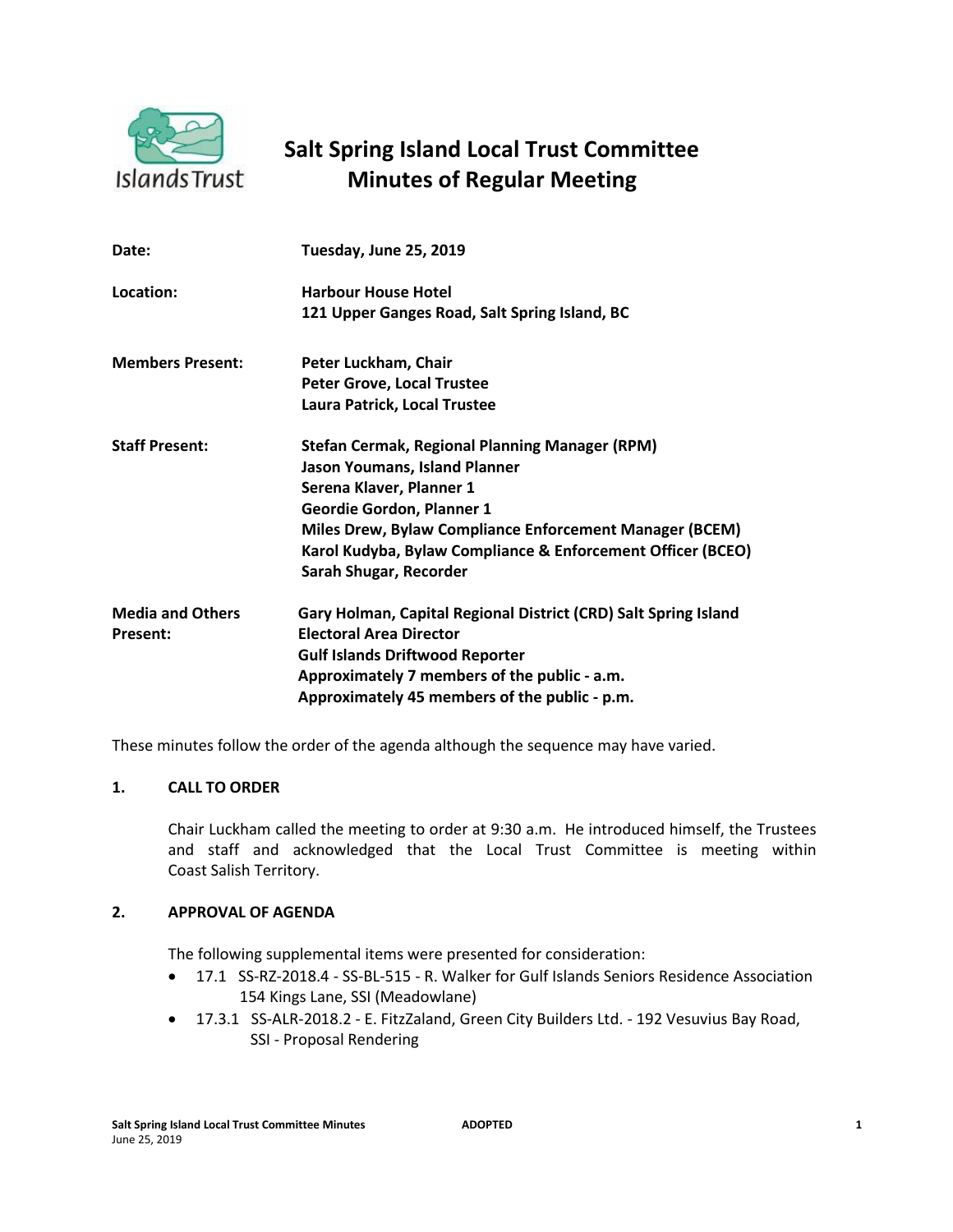# Salt Spring Island Local Trust Committee
## Minutes of Regular Meeting

| | |
|---|---|
| **Date:** | **Tuesday, June 25, 2019** |
| **Location:** | **Harbour House Hotel**<br>**121 Upper Ganges Road, Salt Spring Island, BC** |
| **Members Present:** | **Peter Luckham, Chair**<br>**Peter Grove, Local Trustee**<br>**Laura Patrick, Local Trustee** |
| **Staff Present:** | **Stefan Cermak, Regional Planning Manager (RPM)**<br>**Jason Youmans, Island Planner**<br>**Serena Klaver, Planner 1**<br>**Geordie Gordon, Planner 1**<br>**Miles Drew, Bylaw Compliance Enforcement Manager (BCEM)**<br>**Karol Kudyba, Bylaw Compliance & Enforcement Officer (BCEO)**<br>**Sarah Shugar, Recorder** |
| **Media and Others Present:** | **Gary Holman, Capital Regional District (CRD) Salt Spring Island Electoral Area Director**<br>**Gulf Islands Driftwood Reporter**<br>**Approximately 7 members of the public - a.m.**<br>**Approximately 45 members of the public - p.m.** |

These minutes follow the order of the agenda although the sequence may have varied.

### 1. CALL TO ORDER

Chair Luckham called the meeting to order at 9:30 a.m. He introduced himself, the Trustees and staff and acknowledged that the Local Trust Committee is meeting within Coast Salish Territory.

### 2. APPROVAL OF AGENDA

The following supplemental items were presented for consideration:

- 17.1 SS-RZ-2018.4 - SS-BL-515 - R. Walker for Gulf Islands Seniors Residence Association 154 Kings Lane, SSI (Meadowlane)
- 17.3.1 SS-ALR-2018.2 - E. FitzZaland, Green City Builders Ltd. - 192 Vesuvius Bay Road, SSI - Proposal Rendering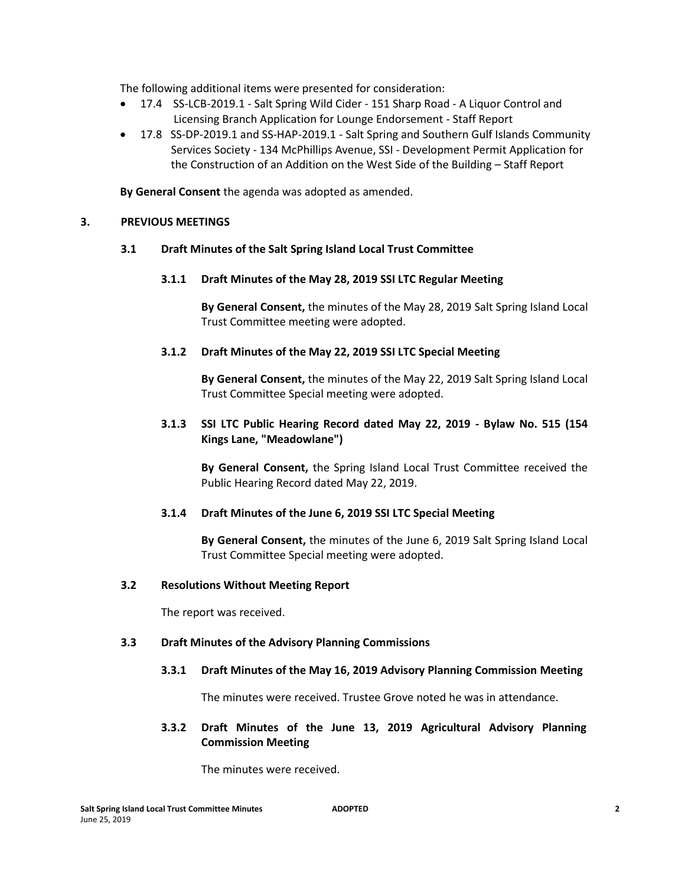The following additional items were presented for consideration:

- 17.4 SS-LCB-2019.1 - Salt Spring Wild Cider - 151 Sharp Road - A Liquor Control and Licensing Branch Application for Lounge Endorsement - Staff Report
- 17.8 SS-DP-2019.1 and SS-HAP-2019.1 - Salt Spring and Southern Gulf Islands Community Services Society - 134 McPhillips Avenue, SSI - Development Permit Application for the Construction of an Addition on the West Side of the Building – Staff Report

**By General Consent** the agenda was adopted as amended.

## 3. PREVIOUS MEETINGS

### 3.1 Draft Minutes of the Salt Spring Island Local Trust Committee

#### 3.1.1 Draft Minutes of the May 28, 2019 SSI LTC Regular Meeting

**By General Consent,** the minutes of the May 28, 2019 Salt Spring Island Local Trust Committee meeting were adopted.

#### 3.1.2 Draft Minutes of the May 22, 2019 SSI LTC Special Meeting

**By General Consent,** the minutes of the May 22, 2019 Salt Spring Island Local Trust Committee Special meeting were adopted.

#### 3.1.3 SSI LTC Public Hearing Record dated May 22, 2019 - Bylaw No. 515 (154 Kings Lane, "Meadowlane")

**By General Consent,** the Spring Island Local Trust Committee received the Public Hearing Record dated May 22, 2019.

#### 3.1.4 Draft Minutes of the June 6, 2019 SSI LTC Special Meeting

**By General Consent,** the minutes of the June 6, 2019 Salt Spring Island Local Trust Committee Special meeting were adopted.

### 3.2 Resolutions Without Meeting Report

The report was received.

### 3.3 Draft Minutes of the Advisory Planning Commissions

#### 3.3.1 Draft Minutes of the May 16, 2019 Advisory Planning Commission Meeting

The minutes were received. Trustee Grove noted he was in attendance.

#### 3.3.2 Draft Minutes of the June 13, 2019 Agricultural Advisory Planning Commission Meeting

The minutes were received.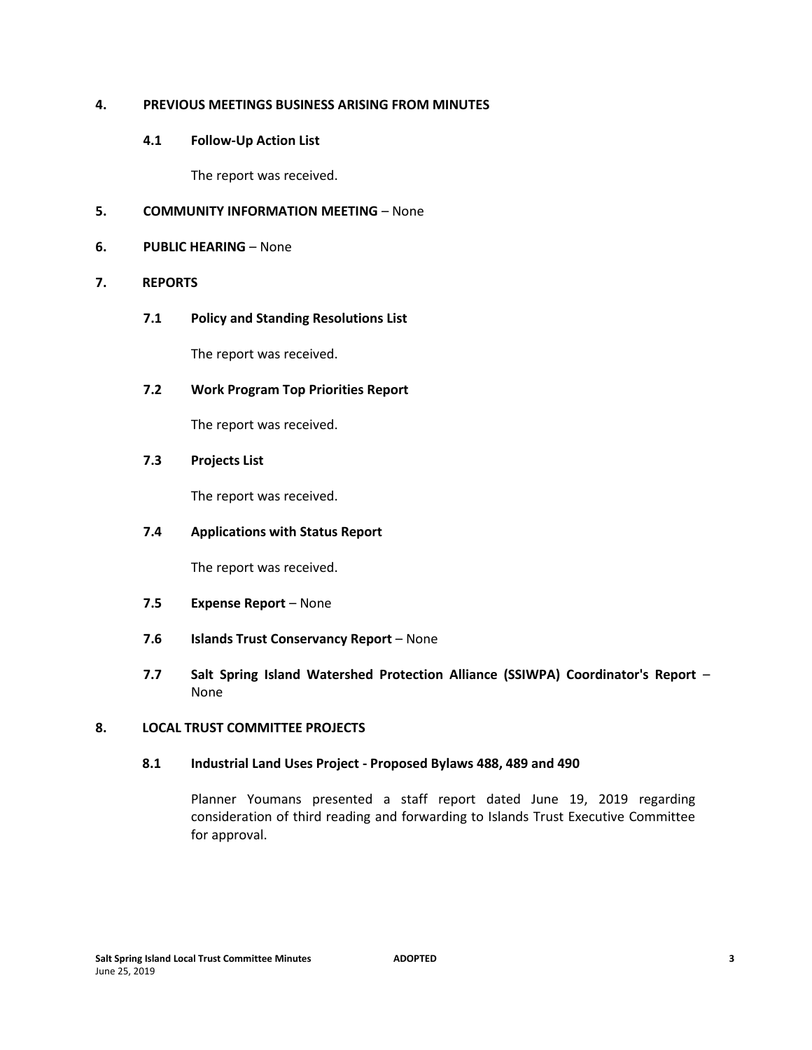## 4. PREVIOUS MEETINGS BUSINESS ARISING FROM MINUTES

### 4.1 Follow-Up Action List

The report was received.

## 5. COMMUNITY INFORMATION MEETING – None

## 6. PUBLIC HEARING – None

## 7. REPORTS

### 7.1 Policy and Standing Resolutions List

The report was received.

### 7.2 Work Program Top Priorities Report

The report was received.

### 7.3 Projects List

The report was received.

### 7.4 Applications with Status Report

The report was received.

### 7.5 Expense Report – None

### 7.6 Islands Trust Conservancy Report – None

### 7.7 Salt Spring Island Watershed Protection Alliance (SSIWPA) Coordinator's Report – None

## 8. LOCAL TRUST COMMITTEE PROJECTS

### 8.1 Industrial Land Uses Project - Proposed Bylaws 488, 489 and 490

Planner Youmans presented a staff report dated June 19, 2019 regarding consideration of third reading and forwarding to Islands Trust Executive Committee for approval.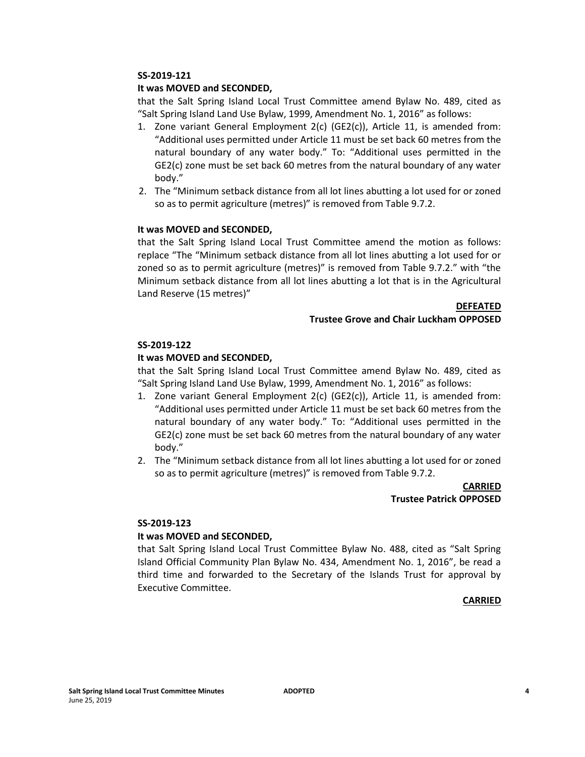**SS-2019-121**

**It was MOVED and SECONDED,**

that the Salt Spring Island Local Trust Committee amend Bylaw No. 489, cited as "Salt Spring Island Land Use Bylaw, 1999, Amendment No. 1, 2016" as follows:

1. Zone variant General Employment 2(c) (GE2(c)), Article 11, is amended from: "Additional uses permitted under Article 11 must be set back 60 metres from the natural boundary of any water body." To: "Additional uses permitted in the GE2(c) zone must be set back 60 metres from the natural boundary of any water body."
2. The "Minimum setback distance from all lot lines abutting a lot used for or zoned so as to permit agriculture (metres)" is removed from Table 9.7.2.

**It was MOVED and SECONDED,**

that the Salt Spring Island Local Trust Committee amend the motion as follows: replace "The "Minimum setback distance from all lot lines abutting a lot used for or zoned so as to permit agriculture (metres)" is removed from Table 9.7.2." with "the Minimum setback distance from all lot lines abutting a lot that is in the Agricultural Land Reserve (15 metres)"

**DEFEATED**
**Trustee Grove and Chair Luckham OPPOSED**

**SS-2019-122**

**It was MOVED and SECONDED,**

that the Salt Spring Island Local Trust Committee amend Bylaw No. 489, cited as "Salt Spring Island Land Use Bylaw, 1999, Amendment No. 1, 2016" as follows:

1. Zone variant General Employment 2(c) (GE2(c)), Article 11, is amended from: "Additional uses permitted under Article 11 must be set back 60 metres from the natural boundary of any water body." To: "Additional uses permitted in the GE2(c) zone must be set back 60 metres from the natural boundary of any water body."
2. The "Minimum setback distance from all lot lines abutting a lot used for or zoned so as to permit agriculture (metres)" is removed from Table 9.7.2.

**CARRIED**
**Trustee Patrick OPPOSED**

**SS-2019-123**

**It was MOVED and SECONDED,**

that Salt Spring Island Local Trust Committee Bylaw No. 488, cited as "Salt Spring Island Official Community Plan Bylaw No. 434, Amendment No. 1, 2016", be read a third time and forwarded to the Secretary of the Islands Trust for approval by Executive Committee.

**CARRIED**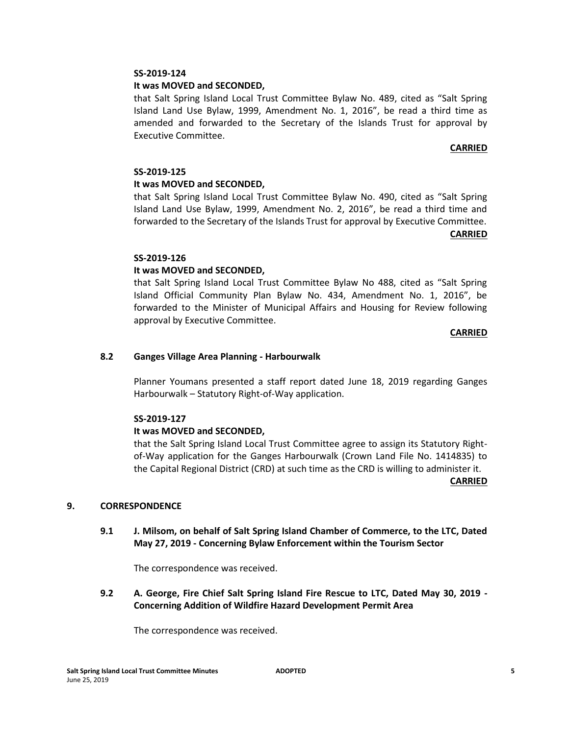**SS-2019-124**

**It was MOVED and SECONDED,**

that Salt Spring Island Local Trust Committee Bylaw No. 489, cited as "Salt Spring Island Land Use Bylaw, 1999, Amendment No. 1, 2016", be read a third time as amended and forwarded to the Secretary of the Islands Trust for approval by Executive Committee.

**CARRIED**

**SS-2019-125**

**It was MOVED and SECONDED,**

that Salt Spring Island Local Trust Committee Bylaw No. 490, cited as "Salt Spring Island Land Use Bylaw, 1999, Amendment No. 2, 2016", be read a third time and forwarded to the Secretary of the Islands Trust for approval by Executive Committee.

**CARRIED**

**SS-2019-126**

**It was MOVED and SECONDED,**

that Salt Spring Island Local Trust Committee Bylaw No 488, cited as "Salt Spring Island Official Community Plan Bylaw No. 434, Amendment No. 1, 2016", be forwarded to the Minister of Municipal Affairs and Housing for Review following approval by Executive Committee.

**CARRIED**

**8.2 Ganges Village Area Planning - Harbourwalk**

Planner Youmans presented a staff report dated June 18, 2019 regarding Ganges Harbourwalk – Statutory Right-of-Way application.

**SS-2019-127**

**It was MOVED and SECONDED,**

that the Salt Spring Island Local Trust Committee agree to assign its Statutory Right-of-Way application for the Ganges Harbourwalk (Crown Land File No. 1414835) to the Capital Regional District (CRD) at such time as the CRD is willing to administer it.

**CARRIED**

## 9. CORRESPONDENCE

**9.1 J. Milsom, on behalf of Salt Spring Island Chamber of Commerce, to the LTC, Dated May 27, 2019 - Concerning Bylaw Enforcement within the Tourism Sector**

The correspondence was received.

**9.2 A. George, Fire Chief Salt Spring Island Fire Rescue to LTC, Dated May 30, 2019 - Concerning Addition of Wildfire Hazard Development Permit Area**

The correspondence was received.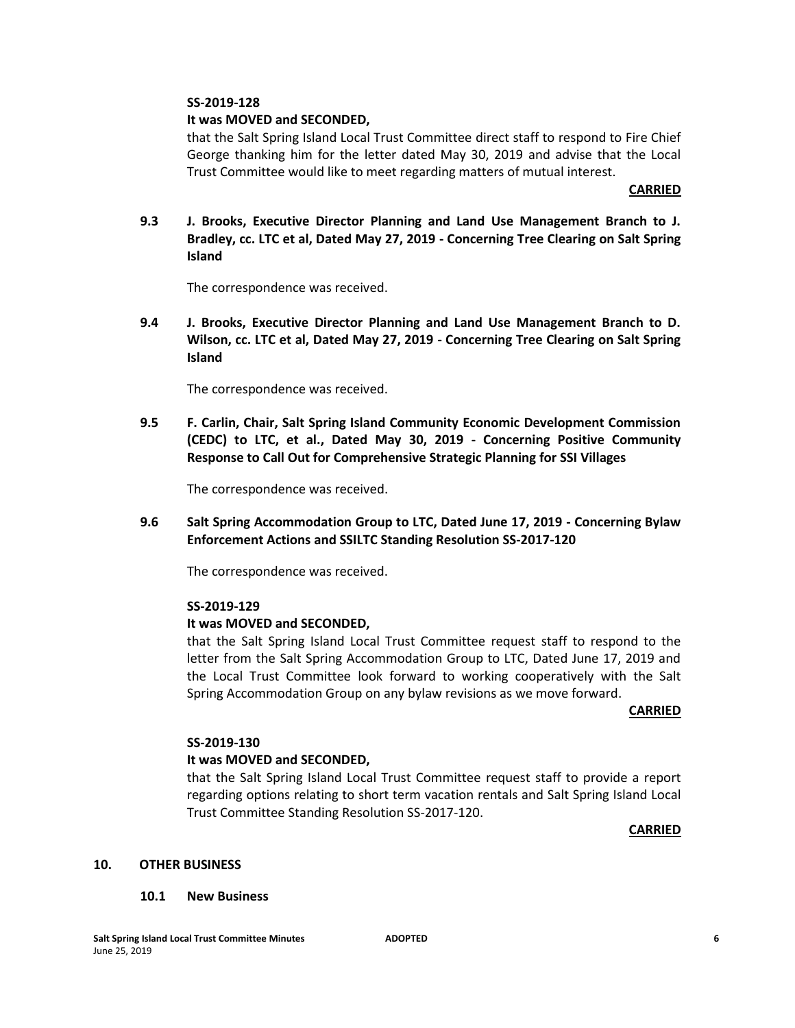**SS-2019-128**

**It was MOVED and SECONDED,**

that the Salt Spring Island Local Trust Committee direct staff to respond to Fire Chief George thanking him for the letter dated May 30, 2019 and advise that the Local Trust Committee would like to meet regarding matters of mutual interest.

**CARRIED**

**9.3 J. Brooks, Executive Director Planning and Land Use Management Branch to J. Bradley, cc. LTC et al, Dated May 27, 2019 - Concerning Tree Clearing on Salt Spring Island**

The correspondence was received.

**9.4 J. Brooks, Executive Director Planning and Land Use Management Branch to D. Wilson, cc. LTC et al, Dated May 27, 2019 - Concerning Tree Clearing on Salt Spring Island**

The correspondence was received.

**9.5 F. Carlin, Chair, Salt Spring Island Community Economic Development Commission (CEDC) to LTC, et al., Dated May 30, 2019 - Concerning Positive Community Response to Call Out for Comprehensive Strategic Planning for SSI Villages**

The correspondence was received.

**9.6 Salt Spring Accommodation Group to LTC, Dated June 17, 2019 - Concerning Bylaw Enforcement Actions and SSILTC Standing Resolution SS-2017-120**

The correspondence was received.

**SS-2019-129**

**It was MOVED and SECONDED,**

that the Salt Spring Island Local Trust Committee request staff to respond to the letter from the Salt Spring Accommodation Group to LTC, Dated June 17, 2019 and the Local Trust Committee look forward to working cooperatively with the Salt Spring Accommodation Group on any bylaw revisions as we move forward.

**CARRIED**

**SS-2019-130**

**It was MOVED and SECONDED,**

that the Salt Spring Island Local Trust Committee request staff to provide a report regarding options relating to short term vacation rentals and Salt Spring Island Local Trust Committee Standing Resolution SS-2017-120.

**CARRIED**

## 10. OTHER BUSINESS

### 10.1 New Business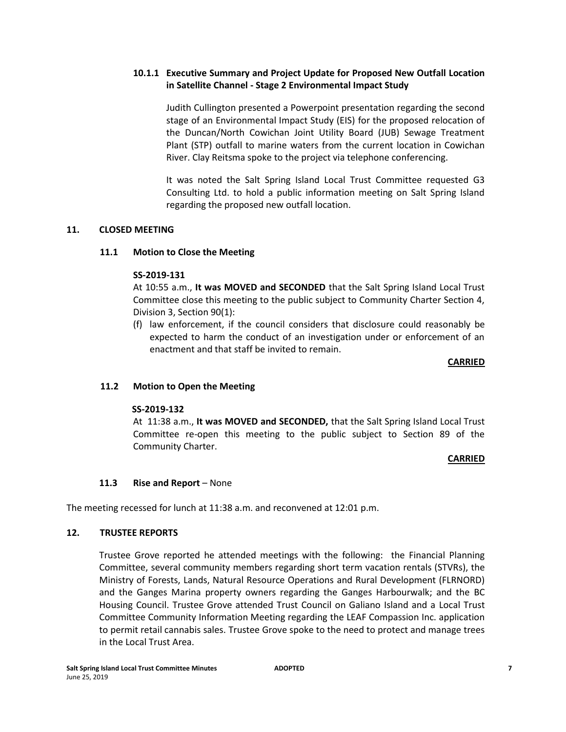#### 10.1.1 Executive Summary and Project Update for Proposed New Outfall Location in Satellite Channel - Stage 2 Environmental Impact Study

Judith Cullington presented a Powerpoint presentation regarding the second stage of an Environmental Impact Study (EIS) for the proposed relocation of the Duncan/North Cowichan Joint Utility Board (JUB) Sewage Treatment Plant (STP) outfall to marine waters from the current location in Cowichan River. Clay Reitsma spoke to the project via telephone conferencing.

It was noted the Salt Spring Island Local Trust Committee requested G3 Consulting Ltd. to hold a public information meeting on Salt Spring Island regarding the proposed new outfall location.

## 11. CLOSED MEETING

### 11.1 Motion to Close the Meeting

**SS-2019-131**

At 10:55 a.m., **It was MOVED and SECONDED** that the Salt Spring Island Local Trust Committee close this meeting to the public subject to Community Charter Section 4, Division 3, Section 90(1):

(f) law enforcement, if the council considers that disclosure could reasonably be expected to harm the conduct of an investigation under or enforcement of an enactment and that staff be invited to remain.

**CARRIED**

### 11.2 Motion to Open the Meeting

**SS-2019-132**

At 11:38 a.m., **It was MOVED and SECONDED,** that the Salt Spring Island Local Trust Committee re-open this meeting to the public subject to Section 89 of the Community Charter.

**CARRIED**

### 11.3 Rise and Report – None

The meeting recessed for lunch at 11:38 a.m. and reconvened at 12:01 p.m.

## 12. TRUSTEE REPORTS

Trustee Grove reported he attended meetings with the following: the Financial Planning Committee, several community members regarding short term vacation rentals (STVRs), the Ministry of Forests, Lands, Natural Resource Operations and Rural Development (FLRNORD) and the Ganges Marina property owners regarding the Ganges Harbourwalk; and the BC Housing Council. Trustee Grove attended Trust Council on Galiano Island and a Local Trust Committee Community Information Meeting regarding the LEAF Compassion Inc. application to permit retail cannabis sales. Trustee Grove spoke to the need to protect and manage trees in the Local Trust Area.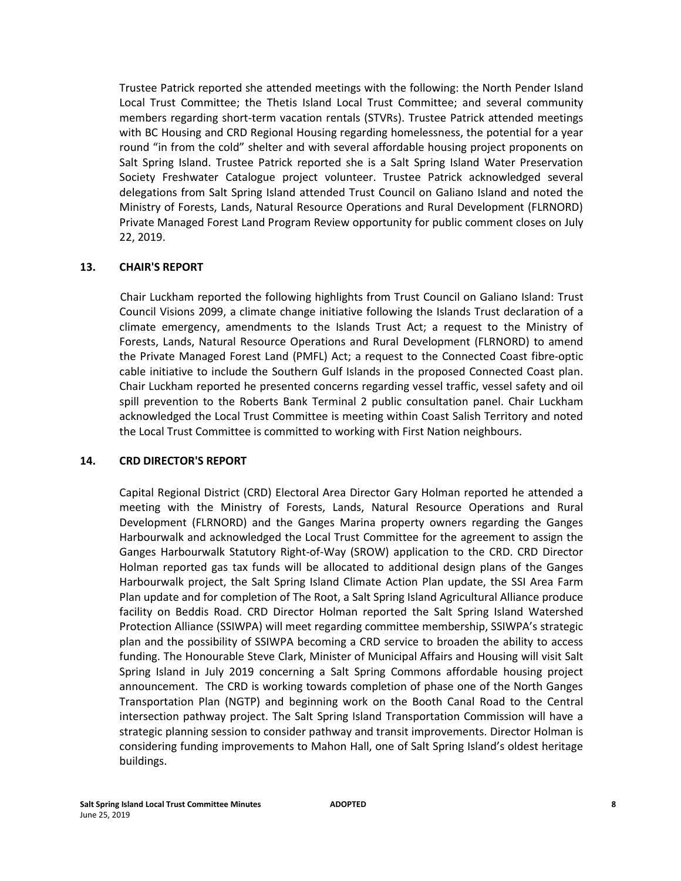Trustee Patrick reported she attended meetings with the following: the North Pender Island Local Trust Committee; the Thetis Island Local Trust Committee; and several community members regarding short-term vacation rentals (STVRs). Trustee Patrick attended meetings with BC Housing and CRD Regional Housing regarding homelessness, the potential for a year round "in from the cold" shelter and with several affordable housing project proponents on Salt Spring Island. Trustee Patrick reported she is a Salt Spring Island Water Preservation Society Freshwater Catalogue project volunteer. Trustee Patrick acknowledged several delegations from Salt Spring Island attended Trust Council on Galiano Island and noted the Ministry of Forests, Lands, Natural Resource Operations and Rural Development (FLRNORD) Private Managed Forest Land Program Review opportunity for public comment closes on July 22, 2019.

## 13. CHAIR'S REPORT

Chair Luckham reported the following highlights from Trust Council on Galiano Island: Trust Council Visions 2099, a climate change initiative following the Islands Trust declaration of a climate emergency, amendments to the Islands Trust Act; a request to the Ministry of Forests, Lands, Natural Resource Operations and Rural Development (FLRNORD) to amend the Private Managed Forest Land (PMFL) Act; a request to the Connected Coast fibre-optic cable initiative to include the Southern Gulf Islands in the proposed Connected Coast plan. Chair Luckham reported he presented concerns regarding vessel traffic, vessel safety and oil spill prevention to the Roberts Bank Terminal 2 public consultation panel. Chair Luckham acknowledged the Local Trust Committee is meeting within Coast Salish Territory and noted the Local Trust Committee is committed to working with First Nation neighbours.

## 14. CRD DIRECTOR'S REPORT

Capital Regional District (CRD) Electoral Area Director Gary Holman reported he attended a meeting with the Ministry of Forests, Lands, Natural Resource Operations and Rural Development (FLRNORD) and the Ganges Marina property owners regarding the Ganges Harbourwalk and acknowledged the Local Trust Committee for the agreement to assign the Ganges Harbourwalk Statutory Right-of-Way (SROW) application to the CRD. CRD Director Holman reported gas tax funds will be allocated to additional design plans of the Ganges Harbourwalk project, the Salt Spring Island Climate Action Plan update, the SSI Area Farm Plan update and for completion of The Root, a Salt Spring Island Agricultural Alliance produce facility on Beddis Road. CRD Director Holman reported the Salt Spring Island Watershed Protection Alliance (SSIWPA) will meet regarding committee membership, SSIWPA's strategic plan and the possibility of SSIWPA becoming a CRD service to broaden the ability to access funding. The Honourable Steve Clark, Minister of Municipal Affairs and Housing will visit Salt Spring Island in July 2019 concerning a Salt Spring Commons affordable housing project announcement. The CRD is working towards completion of phase one of the North Ganges Transportation Plan (NGTP) and beginning work on the Booth Canal Road to the Central intersection pathway project. The Salt Spring Island Transportation Commission will have a strategic planning session to consider pathway and transit improvements. Director Holman is considering funding improvements to Mahon Hall, one of Salt Spring Island's oldest heritage buildings.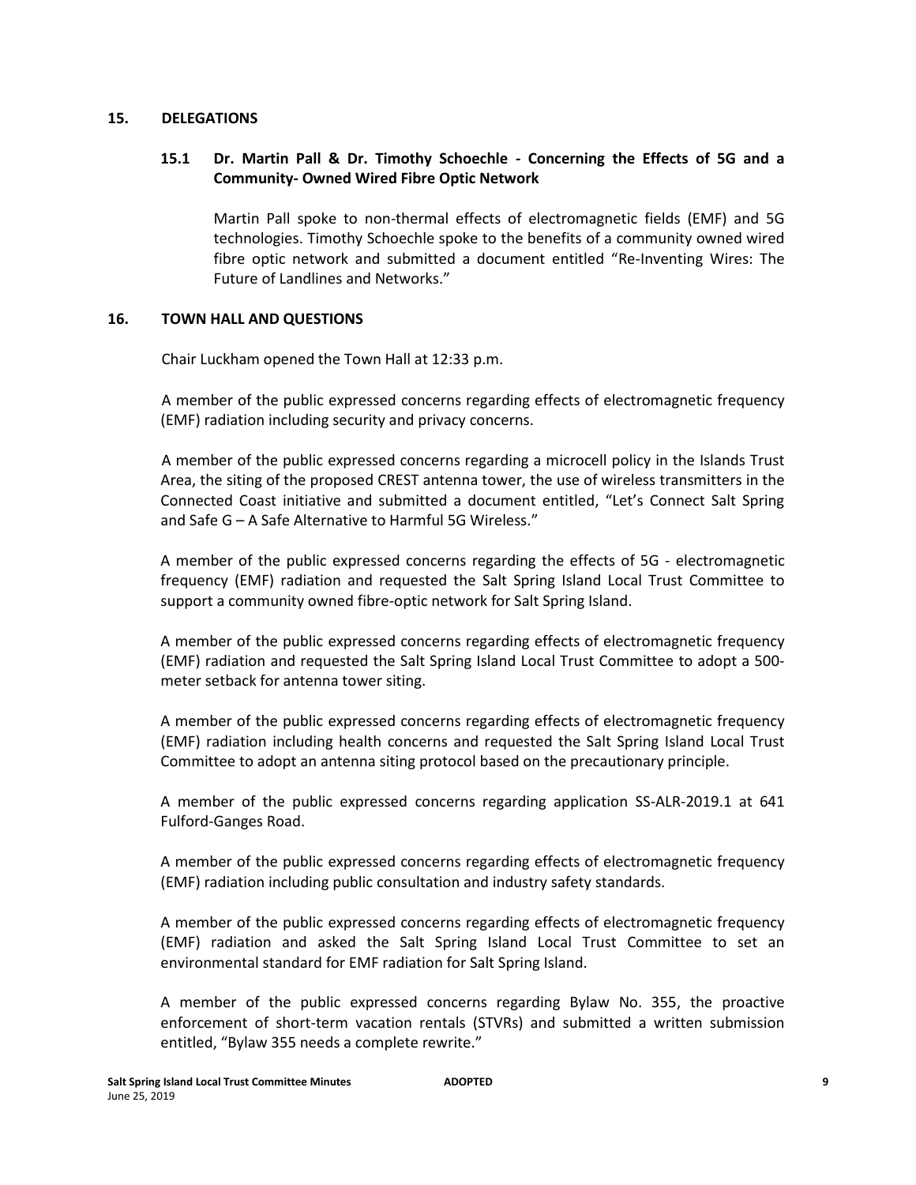## 15. DELEGATIONS

### 15.1 Dr. Martin Pall & Dr. Timothy Schoechle - Concerning the Effects of 5G and a Community- Owned Wired Fibre Optic Network

Martin Pall spoke to non-thermal effects of electromagnetic fields (EMF) and 5G technologies. Timothy Schoechle spoke to the benefits of a community owned wired fibre optic network and submitted a document entitled "Re-Inventing Wires: The Future of Landlines and Networks."

## 16. TOWN HALL AND QUESTIONS

Chair Luckham opened the Town Hall at 12:33 p.m.

A member of the public expressed concerns regarding effects of electromagnetic frequency (EMF) radiation including security and privacy concerns.

A member of the public expressed concerns regarding a microcell policy in the Islands Trust Area, the siting of the proposed CREST antenna tower, the use of wireless transmitters in the Connected Coast initiative and submitted a document entitled, "Let's Connect Salt Spring and Safe G – A Safe Alternative to Harmful 5G Wireless."

A member of the public expressed concerns regarding the effects of 5G - electromagnetic frequency (EMF) radiation and requested the Salt Spring Island Local Trust Committee to support a community owned fibre-optic network for Salt Spring Island.

A member of the public expressed concerns regarding effects of electromagnetic frequency (EMF) radiation and requested the Salt Spring Island Local Trust Committee to adopt a 500-meter setback for antenna tower siting.

A member of the public expressed concerns regarding effects of electromagnetic frequency (EMF) radiation including health concerns and requested the Salt Spring Island Local Trust Committee to adopt an antenna siting protocol based on the precautionary principle.

A member of the public expressed concerns regarding application SS-ALR-2019.1 at 641 Fulford-Ganges Road.

A member of the public expressed concerns regarding effects of electromagnetic frequency (EMF) radiation including public consultation and industry safety standards.

A member of the public expressed concerns regarding effects of electromagnetic frequency (EMF) radiation and asked the Salt Spring Island Local Trust Committee to set an environmental standard for EMF radiation for Salt Spring Island.

A member of the public expressed concerns regarding Bylaw No. 355, the proactive enforcement of short-term vacation rentals (STVRs) and submitted a written submission entitled, "Bylaw 355 needs a complete rewrite."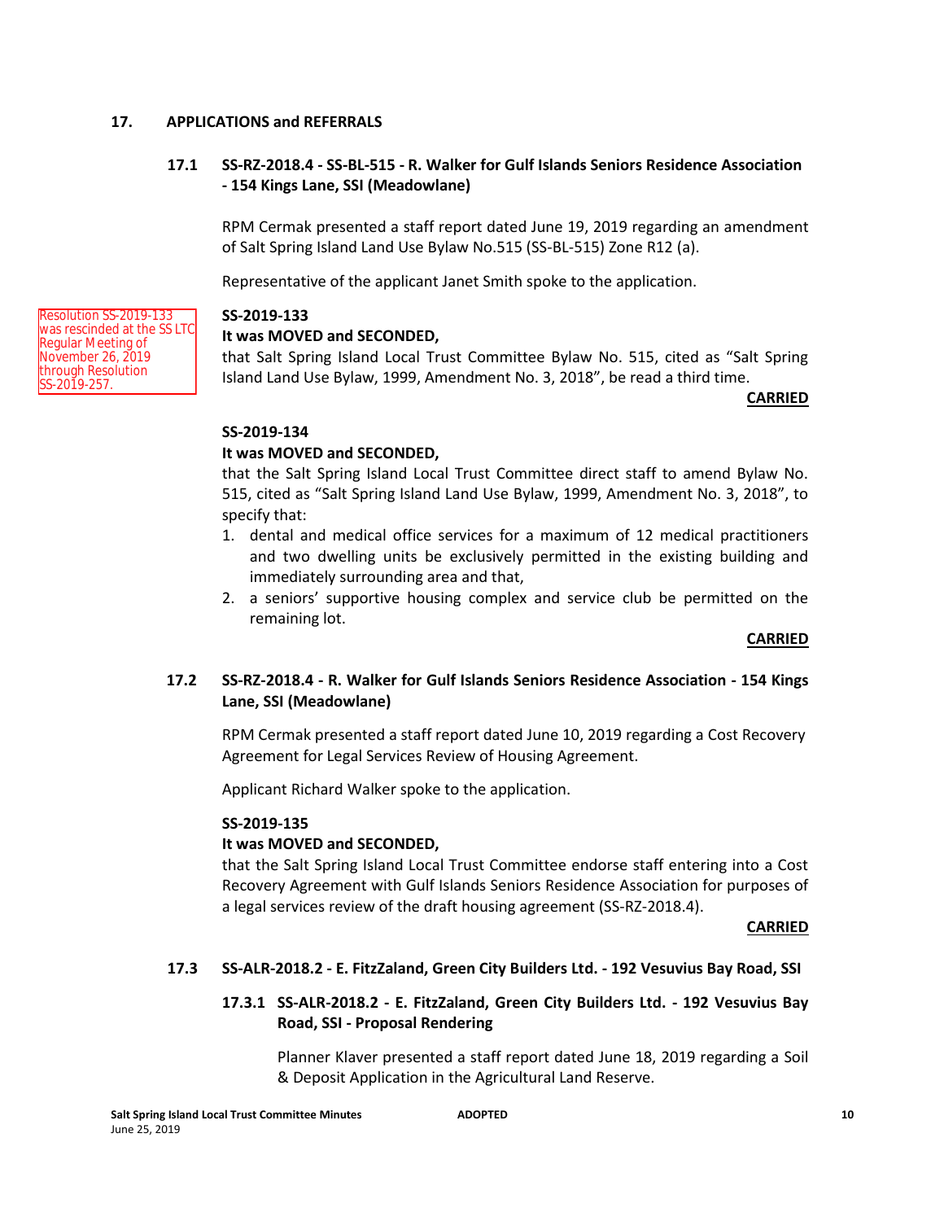## 17. APPLICATIONS and REFERRALS

### 17.1 SS-RZ-2018.4 - SS-BL-515 - R. Walker for Gulf Islands Seniors Residence Association - 154 Kings Lane, SSI (Meadowlane)

RPM Cermak presented a staff report dated June 19, 2019 regarding an amendment of Salt Spring Island Land Use Bylaw No.515 (SS-BL-515) Zone R12 (a).

Representative of the applicant Janet Smith spoke to the application.

Resolution SS-2019-133 was rescinded at the SS LTC Regular Meeting of November 26, 2019 through Resolution SS-2019-257.

**SS-2019-133**

**It was MOVED and SECONDED,**

that Salt Spring Island Local Trust Committee Bylaw No. 515, cited as "Salt Spring Island Land Use Bylaw, 1999, Amendment No. 3, 2018", be read a third time.

**CARRIED**

**SS-2019-134**

**It was MOVED and SECONDED,**

that the Salt Spring Island Local Trust Committee direct staff to amend Bylaw No. 515, cited as "Salt Spring Island Land Use Bylaw, 1999, Amendment No. 3, 2018", to specify that:

1. dental and medical office services for a maximum of 12 medical practitioners and two dwelling units be exclusively permitted in the existing building and immediately surrounding area and that,
2. a seniors' supportive housing complex and service club be permitted on the remaining lot.

**CARRIED**

### 17.2 SS-RZ-2018.4 - R. Walker for Gulf Islands Seniors Residence Association - 154 Kings Lane, SSI (Meadowlane)

RPM Cermak presented a staff report dated June 10, 2019 regarding a Cost Recovery Agreement for Legal Services Review of Housing Agreement.

Applicant Richard Walker spoke to the application.

**SS-2019-135**

**It was MOVED and SECONDED,**

that the Salt Spring Island Local Trust Committee endorse staff entering into a Cost Recovery Agreement with Gulf Islands Seniors Residence Association for purposes of a legal services review of the draft housing agreement (SS-RZ-2018.4).

**CARRIED**

### 17.3 SS-ALR-2018.2 - E. FitzZaland, Green City Builders Ltd. - 192 Vesuvius Bay Road, SSI

#### 17.3.1 SS-ALR-2018.2 - E. FitzZaland, Green City Builders Ltd. - 192 Vesuvius Bay Road, SSI - Proposal Rendering

Planner Klaver presented a staff report dated June 18, 2019 regarding a Soil & Deposit Application in the Agricultural Land Reserve.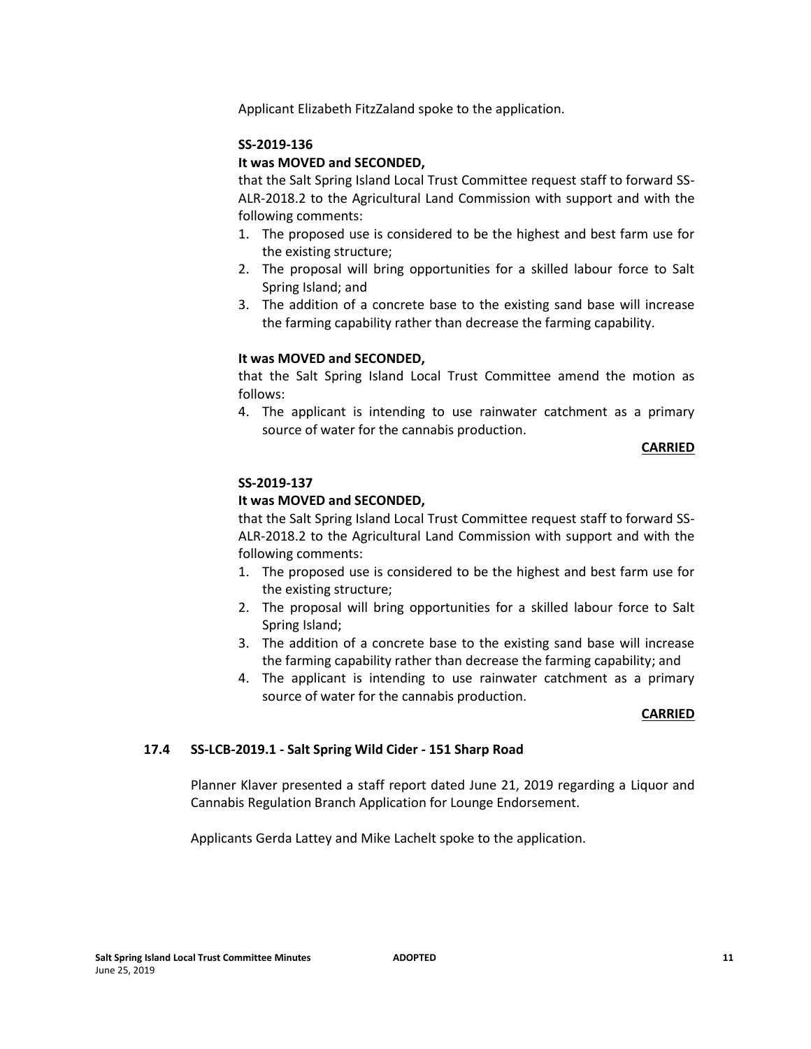Applicant Elizabeth FitzZaland spoke to the application.

**SS-2019-136**

**It was MOVED and SECONDED,**

that the Salt Spring Island Local Trust Committee request staff to forward SS-ALR-2018.2 to the Agricultural Land Commission with support and with the following comments:

1. The proposed use is considered to be the highest and best farm use for the existing structure;
2. The proposal will bring opportunities for a skilled labour force to Salt Spring Island; and
3. The addition of a concrete base to the existing sand base will increase the farming capability rather than decrease the farming capability.

**It was MOVED and SECONDED,**

that the Salt Spring Island Local Trust Committee amend the motion as follows:

4. The applicant is intending to use rainwater catchment as a primary source of water for the cannabis production.

**CARRIED**

**SS-2019-137**

**It was MOVED and SECONDED,**

that the Salt Spring Island Local Trust Committee request staff to forward SS-ALR-2018.2 to the Agricultural Land Commission with support and with the following comments:

1. The proposed use is considered to be the highest and best farm use for the existing structure;
2. The proposal will bring opportunities for a skilled labour force to Salt Spring Island;
3. The addition of a concrete base to the existing sand base will increase the farming capability rather than decrease the farming capability; and
4. The applicant is intending to use rainwater catchment as a primary source of water for the cannabis production.

**CARRIED**

### 17.4 SS-LCB-2019.1 - Salt Spring Wild Cider - 151 Sharp Road

Planner Klaver presented a staff report dated June 21, 2019 regarding a Liquor and Cannabis Regulation Branch Application for Lounge Endorsement.

Applicants Gerda Lattey and Mike Lachelt spoke to the application.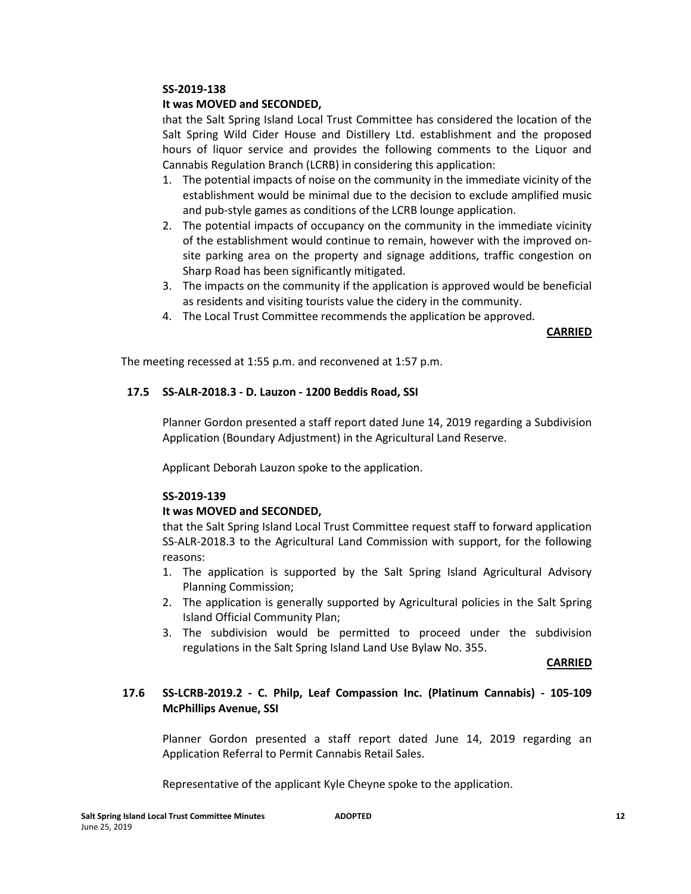**SS-2019-138**

**It was MOVED and SECONDED,**

that the Salt Spring Island Local Trust Committee has considered the location of the Salt Spring Wild Cider House and Distillery Ltd. establishment and the proposed hours of liquor service and provides the following comments to the Liquor and Cannabis Regulation Branch (LCRB) in considering this application:

1. The potential impacts of noise on the community in the immediate vicinity of the establishment would be minimal due to the decision to exclude amplified music and pub-style games as conditions of the LCRB lounge application.
2. The potential impacts of occupancy on the community in the immediate vicinity of the establishment would continue to remain, however with the improved on-site parking area on the property and signage additions, traffic congestion on Sharp Road has been significantly mitigated.
3. The impacts on the community if the application is approved would be beneficial as residents and visiting tourists value the cidery in the community.
4. The Local Trust Committee recommends the application be approved.

**CARRIED**

The meeting recessed at 1:55 p.m. and reconvened at 1:57 p.m.

### 17.5 SS-ALR-2018.3 - D. Lauzon - 1200 Beddis Road, SSI

Planner Gordon presented a staff report dated June 14, 2019 regarding a Subdivision Application (Boundary Adjustment) in the Agricultural Land Reserve.

Applicant Deborah Lauzon spoke to the application.

**SS-2019-139**

**It was MOVED and SECONDED,**

that the Salt Spring Island Local Trust Committee request staff to forward application SS-ALR-2018.3 to the Agricultural Land Commission with support, for the following reasons:

1. The application is supported by the Salt Spring Island Agricultural Advisory Planning Commission;
2. The application is generally supported by Agricultural policies in the Salt Spring Island Official Community Plan;
3. The subdivision would be permitted to proceed under the subdivision regulations in the Salt Spring Island Land Use Bylaw No. 355.

**CARRIED**

### 17.6 SS-LCRB-2019.2 - C. Philp, Leaf Compassion Inc. (Platinum Cannabis) - 105-109 McPhillips Avenue, SSI

Planner Gordon presented a staff report dated June 14, 2019 regarding an Application Referral to Permit Cannabis Retail Sales.

Representative of the applicant Kyle Cheyne spoke to the application.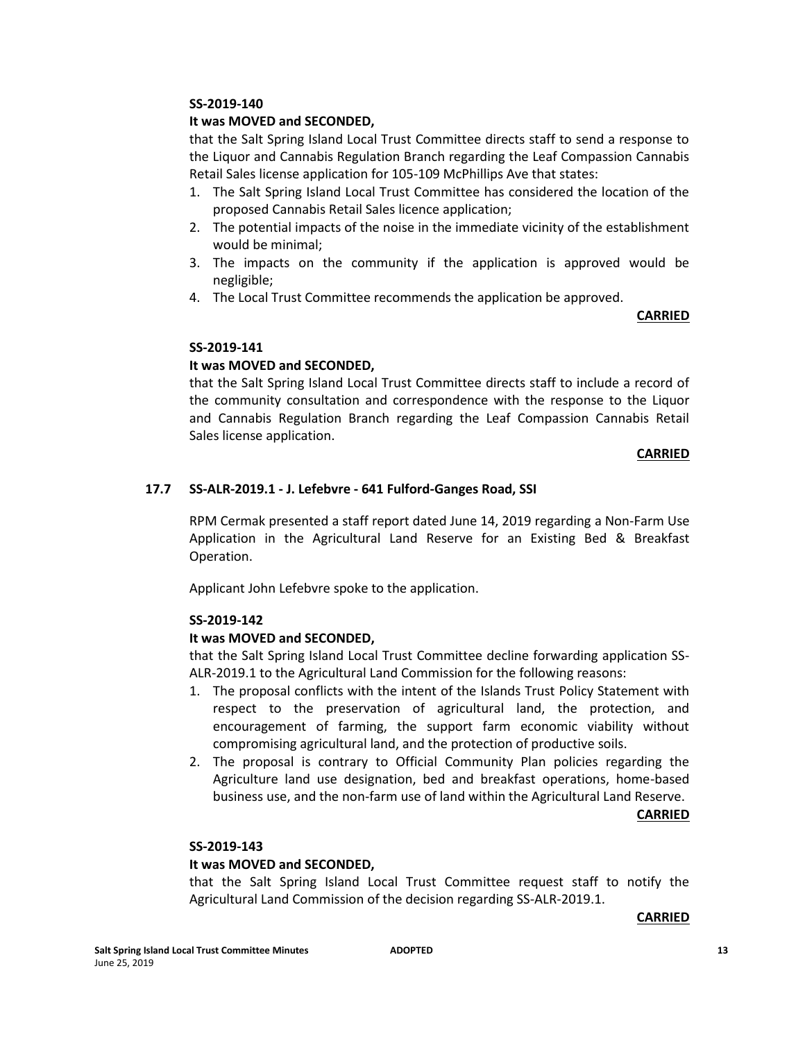**SS-2019-140**

**It was MOVED and SECONDED,**

that the Salt Spring Island Local Trust Committee directs staff to send a response to the Liquor and Cannabis Regulation Branch regarding the Leaf Compassion Cannabis Retail Sales license application for 105-109 McPhillips Ave that states:

1. The Salt Spring Island Local Trust Committee has considered the location of the proposed Cannabis Retail Sales licence application;
2. The potential impacts of the noise in the immediate vicinity of the establishment would be minimal;
3. The impacts on the community if the application is approved would be negligible;
4. The Local Trust Committee recommends the application be approved.

**CARRIED**

**SS-2019-141**

**It was MOVED and SECONDED,**

that the Salt Spring Island Local Trust Committee directs staff to include a record of the community consultation and correspondence with the response to the Liquor and Cannabis Regulation Branch regarding the Leaf Compassion Cannabis Retail Sales license application.

**CARRIED**

### 17.7 SS-ALR-2019.1 - J. Lefebvre - 641 Fulford-Ganges Road, SSI

RPM Cermak presented a staff report dated June 14, 2019 regarding a Non-Farm Use Application in the Agricultural Land Reserve for an Existing Bed & Breakfast Operation.

Applicant John Lefebvre spoke to the application.

**SS-2019-142**

**It was MOVED and SECONDED,**

that the Salt Spring Island Local Trust Committee decline forwarding application SS-ALR-2019.1 to the Agricultural Land Commission for the following reasons:

1. The proposal conflicts with the intent of the Islands Trust Policy Statement with respect to the preservation of agricultural land, the protection, and encouragement of farming, the support farm economic viability without compromising agricultural land, and the protection of productive soils.
2. The proposal is contrary to Official Community Plan policies regarding the Agriculture land use designation, bed and breakfast operations, home-based business use, and the non-farm use of land within the Agricultural Land Reserve.

**CARRIED**

**SS-2019-143**

**It was MOVED and SECONDED,**

that the Salt Spring Island Local Trust Committee request staff to notify the Agricultural Land Commission of the decision regarding SS-ALR-2019.1.

**CARRIED**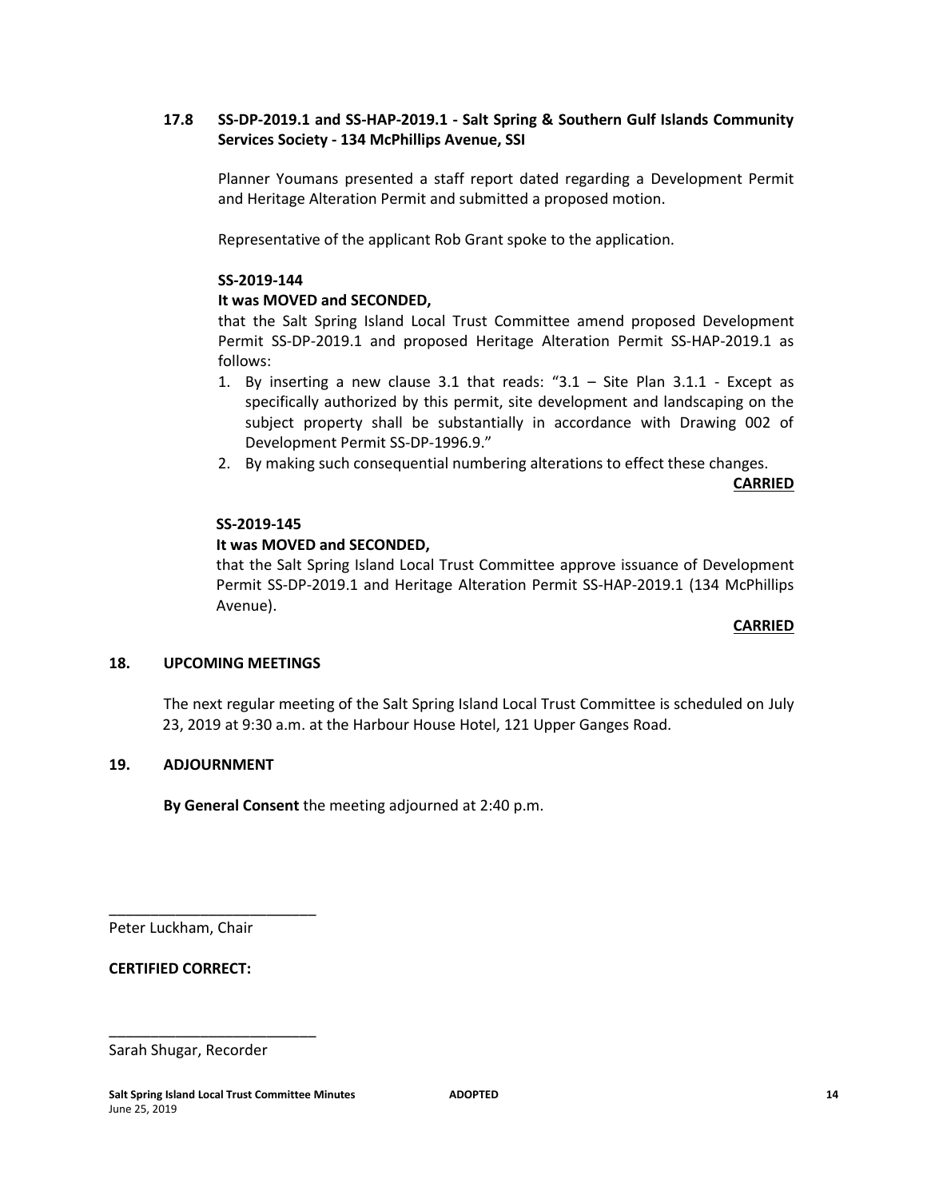### 17.8 SS-DP-2019.1 and SS-HAP-2019.1 - Salt Spring & Southern Gulf Islands Community Services Society - 134 McPhillips Avenue, SSI

Planner Youmans presented a staff report dated regarding a Development Permit and Heritage Alteration Permit and submitted a proposed motion.

Representative of the applicant Rob Grant spoke to the application.

**SS-2019-144**

**It was MOVED and SECONDED,**

that the Salt Spring Island Local Trust Committee amend proposed Development Permit SS-DP-2019.1 and proposed Heritage Alteration Permit SS-HAP-2019.1 as follows:

1. By inserting a new clause 3.1 that reads: "3.1 – Site Plan 3.1.1 - Except as specifically authorized by this permit, site development and landscaping on the subject property shall be substantially in accordance with Drawing 002 of Development Permit SS-DP-1996.9."
2. By making such consequential numbering alterations to effect these changes.

**CARRIED**

**SS-2019-145**

**It was MOVED and SECONDED,**

that the Salt Spring Island Local Trust Committee approve issuance of Development Permit SS-DP-2019.1 and Heritage Alteration Permit SS-HAP-2019.1 (134 McPhillips Avenue).

**CARRIED**

## 18. UPCOMING MEETINGS

The next regular meeting of the Salt Spring Island Local Trust Committee is scheduled on July 23, 2019 at 9:30 a.m. at the Harbour House Hotel, 121 Upper Ganges Road.

## 19. ADJOURNMENT

**By General Consent** the meeting adjourned at 2:40 p.m.

_________________________

Peter Luckham, Chair

**CERTIFIED CORRECT:**

_________________________

Sarah Shugar, Recorder